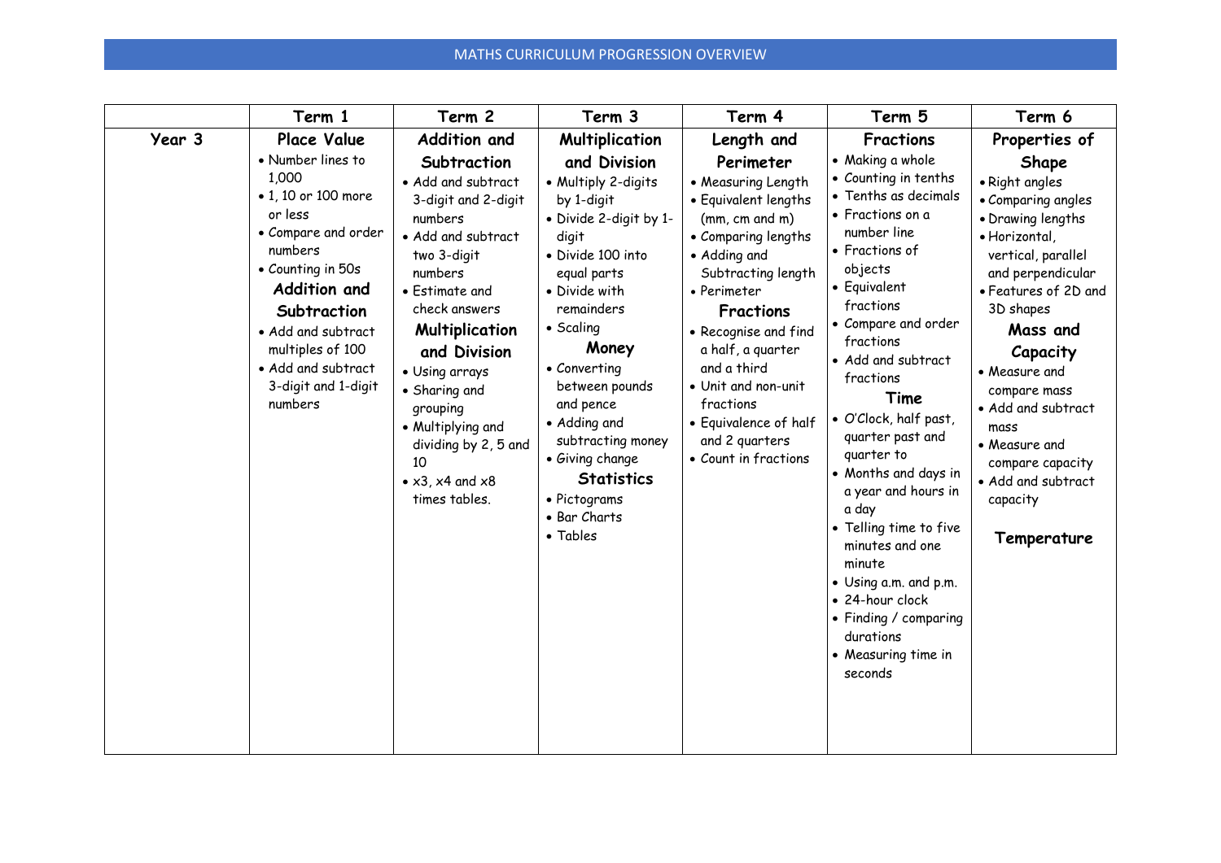# MATHS CURRICULUM PROGRESSION OVERVIEW

| | Term 1 | Term 2 | Term 3 | Term 4 | Term 5 | Term 6 |
|---|---|---|---|---|---|---|
| **Year 3** | **Place Value**<br>• Number lines to 1,000<br>• 1, 10 or 100 more or less<br>• Compare and order numbers<br>• Counting in 50s<br>**Addition and Subtraction**<br>• Add and subtract multiples of 100<br>• Add and subtract 3-digit and 1-digit numbers | **Addition and Subtraction**<br>• Add and subtract 3-digit and 2-digit numbers<br>• Add and subtract two 3-digit numbers<br>• Estimate and check answers<br>**Multiplication and Division**<br>• Using arrays<br>• Sharing and grouping<br>• Multiplying and dividing by 2, 5 and 10<br>• x3, x4 and x8 times tables. | **Multiplication and Division**<br>• Multiply 2-digits by 1-digit<br>• Divide 2-digit by 1-digit<br>• Divide 100 into equal parts<br>• Divide with remainders<br>• Scaling<br>**Money**<br>• Converting between pounds and pence<br>• Adding and subtracting money<br>• Giving change<br>**Statistics**<br>• Pictograms<br>• Bar Charts<br>• Tables | **Length and Perimeter**<br>• Measuring Length<br>• Equivalent lengths (mm, cm and m)<br>• Comparing lengths<br>• Adding and Subtracting length<br>• Perimeter<br>**Fractions**<br>• Recognise and find a half, a quarter and a third<br>• Unit and non-unit fractions<br>• Equivalence of half and 2 quarters<br>• Count in fractions | **Fractions**<br>• Making a whole<br>• Counting in tenths<br>• Tenths as decimals<br>• Fractions on a number line<br>• Fractions of objects<br>• Equivalent fractions<br>• Compare and order fractions<br>• Add and subtract fractions<br>**Time**<br>• O'Clock, half past, quarter past and quarter to<br>• Months and days in a year and hours in a day<br>• Telling time to five minutes and one minute<br>• Using a.m. and p.m.<br>• 24-hour clock<br>• Finding / comparing durations<br>• Measuring time in seconds | **Properties of Shape**<br>• Right angles<br>• Comparing angles<br>• Drawing lengths<br>• Horizontal, vertical, parallel and perpendicular<br>• Features of 2D and 3D shapes<br>**Mass and Capacity**<br>• Measure and compare mass<br>• Add and subtract mass<br>• Measure and compare capacity<br>• Add and subtract capacity<br><br>**Temperature** |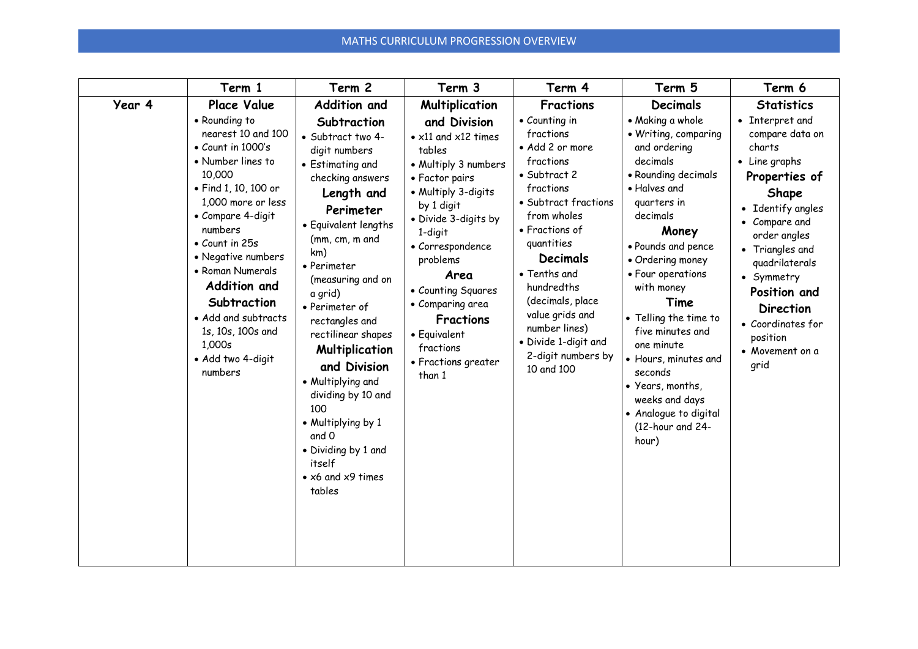MATHS CURRICULUM PROGRESSION OVERVIEW

| | Term 1 | Term 2 | Term 3 | Term 4 | Term 5 | Term 6 |
|---|---|---|---|---|---|---|
| **Year 4** | **Place Value**<br>• Rounding to nearest 10 and 100<br>• Count in 1000's<br>• Number lines to 10,000<br>• Find 1, 10, 100 or 1,000 more or less<br>• Compare 4-digit numbers<br>• Count in 25s<br>• Negative numbers<br>• Roman Numerals<br>**Addition and Subtraction**<br>• Add and subtracts 1s, 10s, 100s and 1,000s<br>• Add two 4-digit numbers | **Addition and Subtraction**<br>• Subtract two 4-digit numbers<br>• Estimating and checking answers<br>**Length and Perimeter**<br>• Equivalent lengths (mm, cm, m and km)<br>• Perimeter (measuring and on a grid)<br>• Perimeter of rectangles and rectilinear shapes<br>**Multiplication and Division**<br>• Multiplying and dividing by 10 and 100<br>• Multiplying by 1 and 0<br>• Dividing by 1 and itself<br>• x6 and x9 times tables | **Multiplication and Division**<br>• x11 and x12 times tables<br>• Multiply 3 numbers<br>• Factor pairs<br>• Multiply 3-digits by 1 digit<br>• Divide 3-digits by 1-digit<br>• Correspondence problems<br>**Area**<br>• Counting Squares<br>• Comparing area<br>**Fractions**<br>• Equivalent fractions<br>• Fractions greater than 1 | **Fractions**<br>• Counting in fractions<br>• Add 2 or more fractions<br>• Subtract 2 fractions<br>• Subtract fractions from wholes<br>• Fractions of quantities<br>**Decimals**<br>• Tenths and hundredths (decimals, place value grids and number lines)<br>• Divide 1-digit and 2-digit numbers by 10 and 100 | **Decimals**<br>• Making a whole<br>• Writing, comparing and ordering decimals<br>• Rounding decimals<br>• Halves and quarters in decimals<br>**Money**<br>• Pounds and pence<br>• Ordering money<br>• Four operations with money<br>**Time**<br>• Telling the time to five minutes and one minute<br>• Hours, minutes and seconds<br>• Years, months, weeks and days<br>• Analogue to digital (12-hour and 24-hour) | **Statistics**<br>• Interpret and compare data on charts<br>• Line graphs<br>**Properties of Shape**<br>• Identify angles<br>• Compare and order angles<br>• Triangles and quadrilaterals<br>• Symmetry<br>**Position and Direction**<br>• Coordinates for position<br>• Movement on a grid |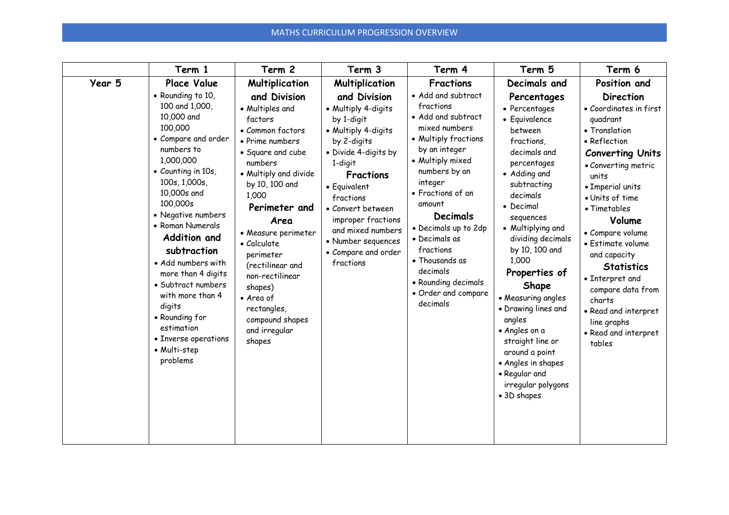MATHS CURRICULUM PROGRESSION OVERVIEW

| | Term 1 | Term 2 | Term 3 | Term 4 | Term 5 | Term 6 |
|---|---|---|---|---|---|---|
| **Year 5** | **Place Value**<br>• Rounding to 10, 100 and 1,000, 10,000 and 100,000<br>• Compare and order numbers to 1,000,000<br>• Counting in 10s, 100s, 1,000s, 10,000s and 100,000s<br>• Negative numbers<br>• Roman Numerals<br>**Addition and subtraction**<br>• Add numbers with more than 4 digits<br>• Subtract numbers with more than 4 digits<br>• Rounding for estimation<br>• Inverse operations<br>• Multi-step problems | **Multiplication and Division**<br>• Multiples and factors<br>• Common factors<br>• Prime numbers<br>• Square and cube numbers<br>• Multiply and divide by 10, 100 and 1,000<br>**Perimeter and Area**<br>• Measure perimeter<br>• Calculate perimeter (rectilinear and non-rectilinear shapes)<br>• Area of rectangles, compound shapes and irregular shapes | **Multiplication and Division**<br>• Multiply 4-digits by 1-digit<br>• Multiply 4-digits by 2-digits<br>• Divide 4-digits by 1-digit<br>**Fractions**<br>• Equivalent fractions<br>• Convert between improper fractions and mixed numbers<br>• Number sequences<br>• Compare and order fractions | **Fractions**<br>• Add and subtract fractions<br>• Add and subtract mixed numbers<br>• Multiply fractions by an integer<br>• Multiply mixed numbers by an integer<br>• Fractions of an amount<br>**Decimals**<br>• Decimals up to 2dp<br>• Decimals as fractions<br>• Thousands as decimals<br>• Rounding decimals<br>• Order and compare decimals | **Decimals and Percentages**<br>• Percentages<br>• Equivalence between fractions, decimals and percentages<br>• Adding and subtracting decimals<br>• Decimal sequences<br>• Multiplying and dividing decimals by 10, 100 and 1,000<br>**Properties of Shape**<br>• Measuring angles<br>• Drawing lines and angles<br>• Angles on a straight line or around a point<br>• Angles in shapes<br>• Regular and irregular polygons<br>• 3D shapes | **Position and Direction**<br>• Coordinates in first quadrant<br>• Translation<br>• Reflection<br>**Converting Units**<br>• Converting metric units<br>• Imperial units<br>• Units of time<br>• Timetables<br>**Volume**<br>• Compare volume<br>• Estimate volume and capacity<br>**Statistics**<br>• Interpret and compare data from charts<br>• Read and interpret line graphs<br>• Read and interpret tables |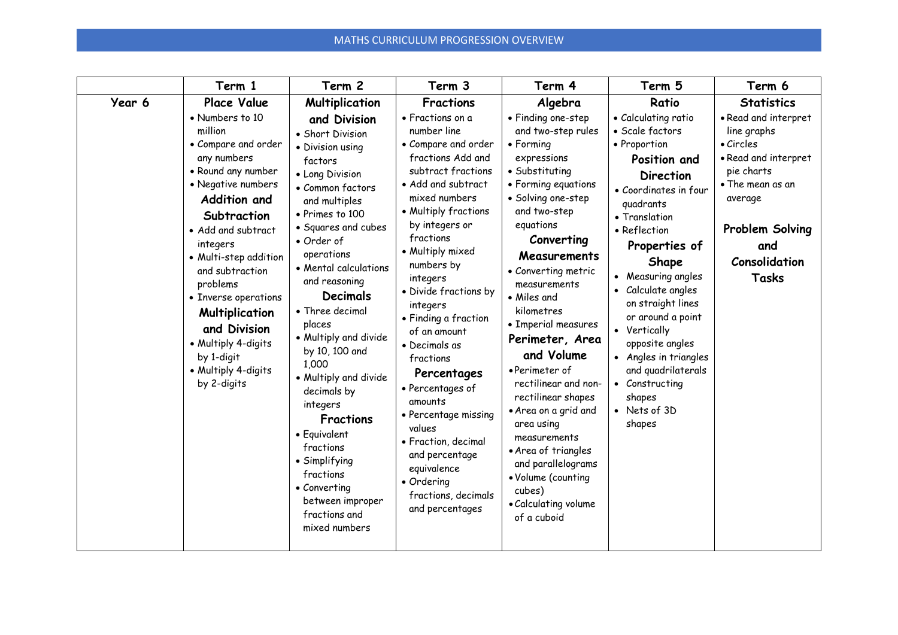# MATHS CURRICULUM PROGRESSION OVERVIEW

| | Term 1 | Term 2 | Term 3 | Term 4 | Term 5 | Term 6 |
|---|---|---|---|---|---|---|
| **Year 6** | **Place Value**<br>• Numbers to 10 million<br>• Compare and order any numbers<br>• Round any number<br>• Negative numbers<br>**Addition and Subtraction**<br>• Add and subtract integers<br>• Multi-step addition and subtraction problems<br>• Inverse operations<br>**Multiplication and Division**<br>• Multiply 4-digits by 1-digit<br>• Multiply 4-digits by 2-digits | **Multiplication and Division**<br>• Short Division<br>• Division using factors<br>• Long Division<br>• Common factors and multiples<br>• Primes to 100<br>• Squares and cubes<br>• Order of operations<br>• Mental calculations and reasoning<br>**Decimals**<br>• Three decimal places<br>• Multiply and divide by 10, 100 and 1,000<br>• Multiply and divide decimals by integers<br>**Fractions**<br>• Equivalent fractions<br>• Simplifying fractions<br>• Converting between improper fractions and mixed numbers | **Fractions**<br>• Fractions on a number line<br>• Compare and order fractions Add and subtract fractions<br>• Add and subtract mixed numbers<br>• Multiply fractions by integers or fractions<br>• Multiply mixed numbers by integers<br>• Divide fractions by integers<br>• Finding a fraction of an amount<br>• Decimals as fractions<br>**Percentages**<br>• Percentages of amounts<br>• Percentage missing values<br>• Fraction, decimal and percentage equivalence<br>• Ordering fractions, decimals and percentages | **Algebra**<br>• Finding one-step and two-step rules<br>• Forming expressions<br>• Substituting<br>• Forming equations<br>• Solving one-step and two-step equations<br>**Converting Measurements**<br>• Converting metric measurements<br>• Miles and kilometres<br>• Imperial measures<br>**Perimeter, Area and Volume**<br>• Perimeter of rectilinear and non-rectilinear shapes<br>• Area on a grid and area using measurements<br>• Area of triangles and parallelograms<br>• Volume (counting cubes)<br>• Calculating volume of a cuboid | **Ratio**<br>• Calculating ratio<br>• Scale factors<br>• Proportion<br>**Position and Direction**<br>• Coordinates in four quadrants<br>• Translation<br>• Reflection<br>**Properties of Shape**<br>• Measuring angles<br>• Calculate angles on straight lines or around a point<br>• Vertically opposite angles<br>• Angles in triangles and quadrilaterals<br>• Constructing shapes<br>• Nets of 3D shapes | **Statistics**<br>• Read and interpret line graphs<br>• Circles<br>• Read and interpret pie charts<br>• The mean as an average<br>**Problem Solving and Consolidation Tasks** |